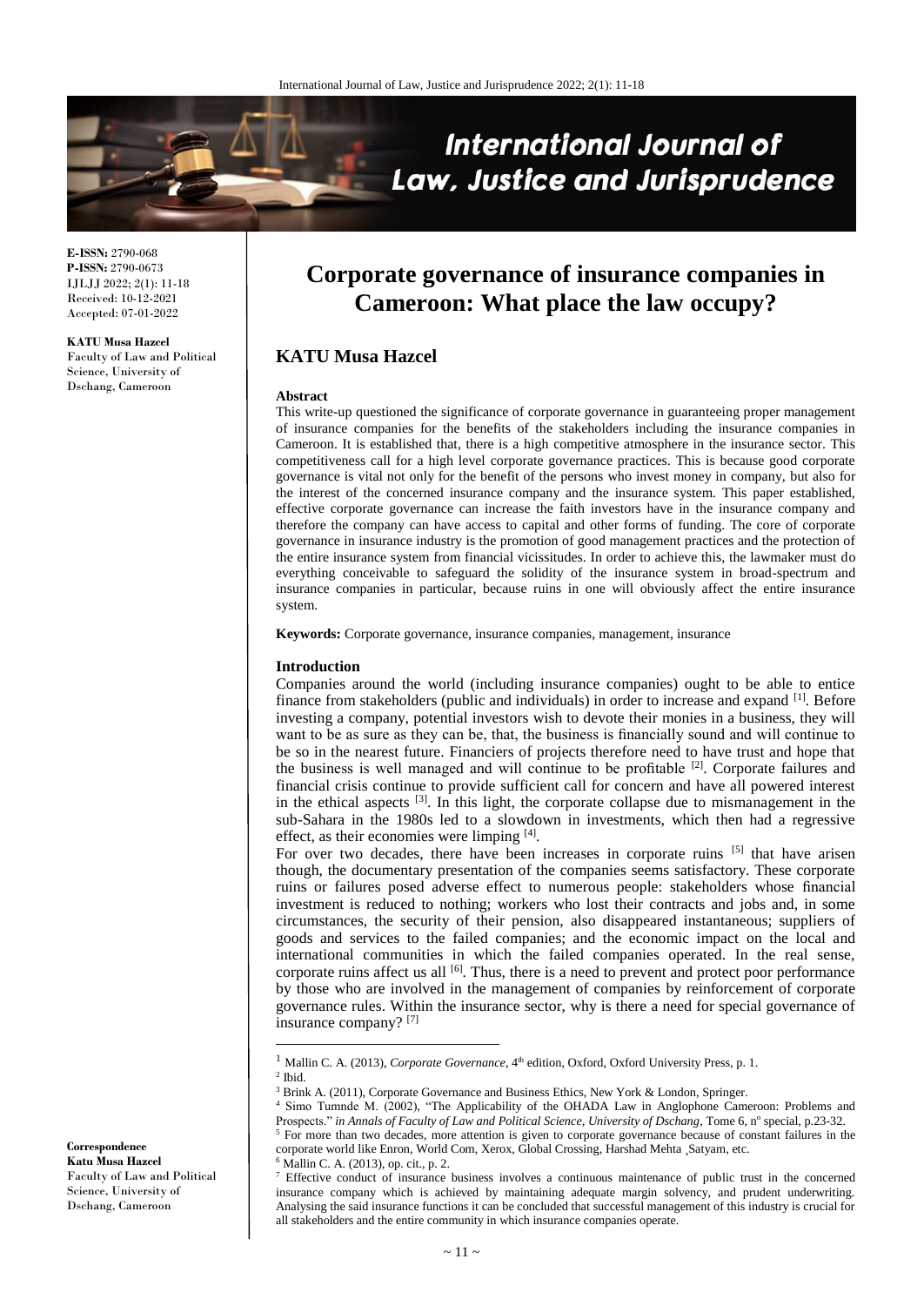**E-ISSN:** 2790-068
**P-ISSN:** 2790-0673
IJLJJ 2022; 2(1): 11-18
Received: 10-12-2021
Accepted: 07-01-2022

**KATU Musa Hazcel**
Faculty of Law and Political Science, University of Dschang, Cameroon

**Correspondence**
**Katu Musa Hazcel**
Faculty of Law and Political Science, University of Dschang, Cameroon

# Corporate governance of insurance companies in Cameroon: What place the law occupy?

## KATU Musa Hazcel

**Abstract**

This write-up questioned the significance of corporate governance in guaranteeing proper management of insurance companies for the benefits of the stakeholders including the insurance companies in Cameroon. It is established that, there is a high competitive atmosphere in the insurance sector. This competitiveness call for a high level corporate governance practices. This is because good corporate governance is vital not only for the benefit of the persons who invest money in company, but also for the interest of the concerned insurance company and the insurance system. This paper established, effective corporate governance can increase the faith investors have in the insurance company and therefore the company can have access to capital and other forms of funding. The core of corporate governance in insurance industry is the promotion of good management practices and the protection of the entire insurance system from financial vicissitudes. In order to achieve this, the lawmaker must do everything conceivable to safeguard the solidity of the insurance system in broad-spectrum and insurance companies in particular, because ruins in one will obviously affect the entire insurance system.

**Keywords:** Corporate governance, insurance companies, management, insurance

**Introduction**

Companies around the world (including insurance companies) ought to be able to entice finance from stakeholders (public and individuals) in order to increase and expand [1]. Before investing a company, potential investors wish to devote their monies in a business, they will want to be as sure as they can be, that, the business is financially sound and will continue to be so in the nearest future. Financiers of projects therefore need to have trust and hope that the business is well managed and will continue to be profitable [2]. Corporate failures and financial crisis continue to provide sufficient call for concern and have all powered interest in the ethical aspects [3]. In this light, the corporate collapse due to mismanagement in the sub-Sahara in the 1980s led to a slowdown in investments, which then had a regressive effect, as their economies were limping [4].

For over two decades, there have been increases in corporate ruins [5] that have arisen though, the documentary presentation of the companies seems satisfactory. These corporate ruins or failures posed adverse effect to numerous people: stakeholders whose financial investment is reduced to nothing; workers who lost their contracts and jobs and, in some circumstances, the security of their pension, also disappeared instantaneous; suppliers of goods and services to the failed companies; and the economic impact on the local and international communities in which the failed companies operated. In the real sense, corporate ruins affect us all [6]. Thus, there is a need to prevent and protect poor performance by those who are involved in the management of companies by reinforcement of corporate governance rules. Within the insurance sector, why is there a need for special governance of insurance company? [7]

---

[1] Mallin C. A. (2013), *Corporate Governance*, 4th edition, Oxford, Oxford University Press, p. 1.

[2] Ibid.

[3] Brink A. (2011), Corporate Governance and Business Ethics, New York & London, Springer.

[4] Simo Tumnde M. (2002), "The Applicability of the OHADA Law in Anglophone Cameroon: Problems and Prospects." *in Annals of Faculty of Law and Political Science, University of Dschang*, Tome 6, nº special, p.23-32.

[5] For more than two decades, more attention is given to corporate governance because of constant failures in the corporate world like Enron, World Com, Xerox, Global Crossing, Harshad Mehta ¸Satyam, etc.

[6] Mallin C. A. (2013), op. cit., p. 2.

[7] Effective conduct of insurance business involves a continuous maintenance of public trust in the concerned insurance company which is achieved by maintaining adequate margin solvency, and prudent underwriting. Analysing the said insurance functions it can be concluded that successful management of this industry is crucial for all stakeholders and the entire community in which insurance companies operate.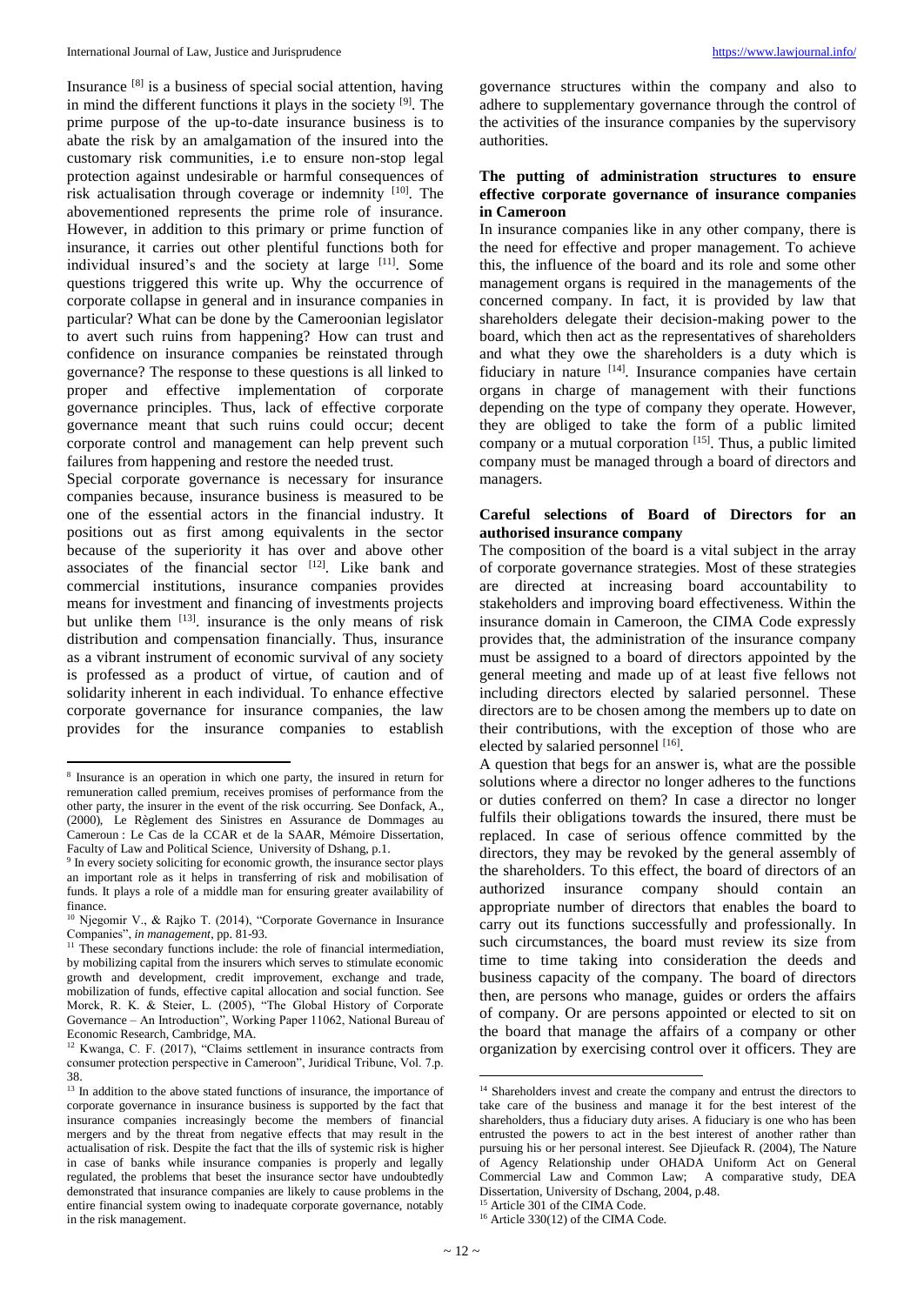Insurance [8] is a business of special social attention, having in mind the different functions it plays in the society [9]. The prime purpose of the up-to-date insurance business is to abate the risk by an amalgamation of the insured into the customary risk communities, i.e to ensure non-stop legal protection against undesirable or harmful consequences of risk actualisation through coverage or indemnity [10]. The abovementioned represents the prime role of insurance. However, in addition to this primary or prime function of insurance, it carries out other plentiful functions both for individual insured's and the society at large [11]. Some questions triggered this write up. Why the occurrence of corporate collapse in general and in insurance companies in particular? What can be done by the Cameroonian legislator to avert such ruins from happening? How can trust and confidence on insurance companies be reinstated through governance? The response to these questions is all linked to proper and effective implementation of corporate governance principles. Thus, lack of effective corporate governance meant that such ruins could occur; decent corporate control and management can help prevent such failures from happening and restore the needed trust.

Special corporate governance is necessary for insurance companies because, insurance business is measured to be one of the essential actors in the financial industry. It positions out as first among equivalents in the sector because of the superiority it has over and above other associates of the financial sector [12]. Like bank and commercial institutions, insurance companies provides means for investment and financing of investments projects but unlike them [13]. insurance is the only means of risk distribution and compensation financially. Thus, insurance as a vibrant instrument of economic survival of any society is professed as a product of virtue, of caution and of solidarity inherent in each individual. To enhance effective corporate governance for insurance companies, the law provides for the insurance companies to establish governance structures within the company and also to adhere to supplementary governance through the control of the activities of the insurance companies by the supervisory authorities.

### The putting of administration structures to ensure effective corporate governance of insurance companies in Cameroon

In insurance companies like in any other company, there is the need for effective and proper management. To achieve this, the influence of the board and its role and some other management organs is required in the managements of the concerned company. In fact, it is provided by law that shareholders delegate their decision-making power to the board, which then act as the representatives of shareholders and what they owe the shareholders is a duty which is fiduciary in nature [14]. Insurance companies have certain organs in charge of management with their functions depending on the type of company they operate. However, they are obliged to take the form of a public limited company or a mutual corporation [15]. Thus, a public limited company must be managed through a board of directors and managers.

### Careful selections of Board of Directors for an authorised insurance company

The composition of the board is a vital subject in the array of corporate governance strategies. Most of these strategies are directed at increasing board accountability to stakeholders and improving board effectiveness. Within the insurance domain in Cameroon, the CIMA Code expressly provides that, the administration of the insurance company must be assigned to a board of directors appointed by the general meeting and made up of at least five fellows not including directors elected by salaried personnel. These directors are to be chosen among the members up to date on their contributions, with the exception of those who are elected by salaried personnel [16].

A question that begs for an answer is, what are the possible solutions where a director no longer adheres to the functions or duties conferred on them? In case a director no longer fulfils their obligations towards the insured, there must be replaced. In case of serious offence committed by the directors, they may be revoked by the general assembly of the shareholders. To this effect, the board of directors of an authorized insurance company should contain an appropriate number of directors that enables the board to carry out its functions successfully and professionally. In such circumstances, the board must review its size from time to time taking into consideration the deeds and business capacity of the company. The board of directors then, are persons who manage, guides or orders the affairs of company. Or are persons appointed or elected to sit on the board that manage the affairs of a company or other organization by exercising control over it officers. They are

---

[8] Insurance is an operation in which one party, the insured in return for remuneration called premium, receives promises of performance from the other party, the insurer in the event of the risk occurring. See Donfack, A., (2000), Le Règlement des Sinistres en Assurance de Dommages au Cameroun : Le Cas de la CCAR et de la SAAR, Mémoire Dissertation, Faculty of Law and Political Science, University of Dshang, p.1.

[9] In every society soliciting for economic growth, the insurance sector plays an important role as it helps in transferring of risk and mobilisation of funds. It plays a role of a middle man for ensuring greater availability of finance.

[10] Njegomir V., & Rajko T. (2014), "Corporate Governance in Insurance Companies", *in management*, pp. 81-93.

[11] These secondary functions include: the role of financial intermediation, by mobilizing capital from the insurers which serves to stimulate economic growth and development, credit improvement, exchange and trade, mobilization of funds, effective capital allocation and social function. See Morck, R. K. & Steier, L. (2005), "The Global History of Corporate Governance – An Introduction", Working Paper 11062, National Bureau of Economic Research, Cambridge, MA.

[12] Kwanga, C. F. (2017), "Claims settlement in insurance contracts from consumer protection perspective in Cameroon", Juridical Tribune, Vol. 7.p. 38.

[13] In addition to the above stated functions of insurance, the importance of corporate governance in insurance business is supported by the fact that insurance companies increasingly become the members of financial mergers and by the threat from negative effects that may result in the actualisation of risk. Despite the fact that the ills of systemic risk is higher in case of banks while insurance companies is properly and legally regulated, the problems that beset the insurance sector have undoubtedly demonstrated that insurance companies are likely to cause problems in the entire financial system owing to inadequate corporate governance, notably in the risk management.

[14] Shareholders invest and create the company and entrust the directors to take care of the business and manage it for the best interest of the shareholders, thus a fiduciary duty arises. A fiduciary is one who has been entrusted the powers to act in the best interest of another rather than pursuing his or her personal interest. See Djieufack R. (2004), The Nature of Agency Relationship under OHADA Uniform Act on General Commercial Law and Common Law; A comparative study, DEA Dissertation, University of Dschang, 2004, p.48.

[15] Article 301 of the CIMA Code.

[16] Article 330(12) of the CIMA Code.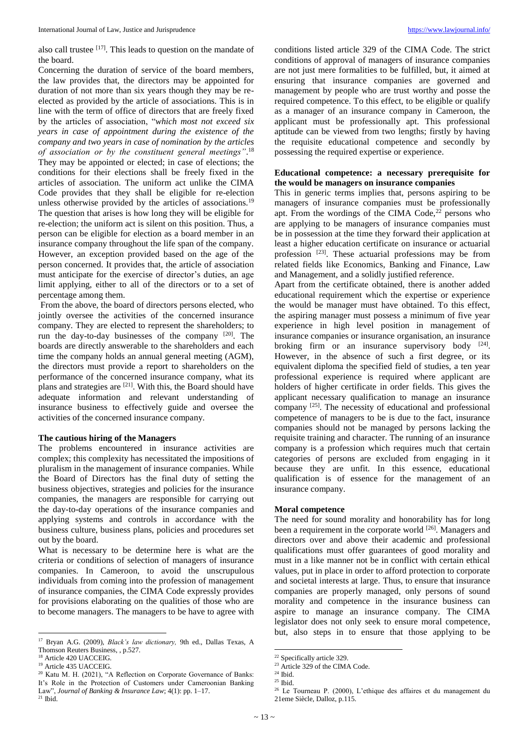also call trustee [17]. This leads to question on the mandate of the board.

Concerning the duration of service of the board members, the law provides that, the directors may be appointed for duration of not more than six years though they may be re-elected as provided by the article of associations. This is in line with the term of office of directors that are freely fixed by the articles of association, "*which most not exceed six years in case of appointment during the existence of the company and two years in case of nomination by the articles of association or by the constituent general meetings"*.[18] They may be appointed or elected; in case of elections; the conditions for their elections shall be freely fixed in the articles of association. The uniform act unlike the CIMA Code provides that they shall be eligible for re-election unless otherwise provided by the articles of associations.[19] The question that arises is how long they will be eligible for re-election; the uniform act is silent on this position. Thus, a person can be eligible for election as a board member in an insurance company throughout the life span of the company. However, an exception provided based on the age of the person concerned. It provides that, the article of association must anticipate for the exercise of director's duties, an age limit applying, either to all of the directors or to a set of percentage among them.

From the above, the board of directors persons elected, who jointly oversee the activities of the concerned insurance company. They are elected to represent the shareholders; to run the day-to-day businesses of the company [20]. The boards are directly answerable to the shareholders and each time the company holds an annual general meeting (AGM), the directors must provide a report to shareholders on the performance of the concerned insurance company, what its plans and strategies are [21]. With this, the Board should have adequate information and relevant understanding of insurance business to effectively guide and oversee the activities of the concerned insurance company.

### The cautious hiring of the Managers

The problems encountered in insurance activities are complex; this complexity has necessitated the impositions of pluralism in the management of insurance companies. While the Board of Directors has the final duty of setting the business objectives, strategies and policies for the insurance companies, the managers are responsible for carrying out the day-to-day operations of the insurance companies and applying systems and controls in accordance with the business culture, business plans, policies and procedures set out by the board.

What is necessary to be determine here is what are the criteria or conditions of selection of managers of insurance companies. In Cameroon, to avoid the unscrupulous individuals from coming into the profession of management of insurance companies, the CIMA Code expressly provides for provisions elaborating on the qualities of those who are to become managers. The managers to be have to agree with conditions listed article 329 of the CIMA Code. The strict conditions of approval of managers of insurance companies are not just mere formalities to be fulfilled, but, it aimed at ensuring that insurance companies are governed and management by people who are trust worthy and posse the required competence. To this effect, to be eligible or qualify as a manager of an insurance company in Cameroon, the applicant must be professionally apt. This professional aptitude can be viewed from two lengths; firstly by having the requisite educational competence and secondly by possessing the required expertise or experience.

### Educational competence: a necessary prerequisite for the would be managers on insurance companies

This in generic terms implies that, persons aspiring to be managers of insurance companies must be professionally apt. From the wordings of the CIMA Code,[22] persons who are applying to be managers of insurance companies must be in possession at the time they forward their application at least a higher education certificate on insurance or actuarial profession [23]. These actuarial professions may be from related fields like Economics, Banking and Finance, Law and Management, and a solidly justified reference.

Apart from the certificate obtained, there is another added educational requirement which the expertise or experience the would be manager must have obtained. To this effect, the aspiring manager must possess a minimum of five year experience in high level position in management of insurance companies or insurance organisation, an insurance broking firm or an insurance supervisory body [24]. However, in the absence of such a first degree, or its equivalent diploma the specified field of studies, a ten year professional experience is required where applicant are holders of higher certificate in order fields. This gives the applicant necessary qualification to manage an insurance company [25]. The necessity of educational and professional competence of managers to be is due to the fact, insurance companies should not be managed by persons lacking the requisite training and character. The running of an insurance company is a profession which requires much that certain categories of persons are excluded from engaging in it because they are unfit. In this essence, educational qualification is of essence for the management of an insurance company.

### Moral competence

The need for sound morality and honorability has for long been a requirement in the corporate world [26]. Managers and directors over and above their academic and professional qualifications must offer guarantees of good morality and must in a like manner not be in conflict with certain ethical values, put in place in order to afford protection to corporate and societal interests at large. Thus, to ensure that insurance companies are properly managed, only persons of sound morality and competence in the insurance business can aspire to manage an insurance company. The CIMA legislator does not only seek to ensure moral competence, but, also steps in to ensure that those applying to be

---

[17] Bryan A.G. (2009), *Black's law dictionary,* 9th ed., Dallas Texas, A Thomson Reuters Business, , p.527.

[18] Article 420 UACCEIG.

[19] Article 435 UACCEIG.

[20] Katu M. H. (2021), "A Reflection on Corporate Governance of Banks: It's Role in the Protection of Customers under Cameroonian Banking Law", *Journal of Banking & Insurance Law*; 4(1): pp. 1–17.

[21] Ibid.

[22] Specifically article 329.

[23] Article 329 of the CIMA Code.

[24] Ibid.

[25] Ibid.

[26] Le Tourneau P. (2000), L'ethique des affaires et du management du 21eme Siècle, Dalloz, p.115.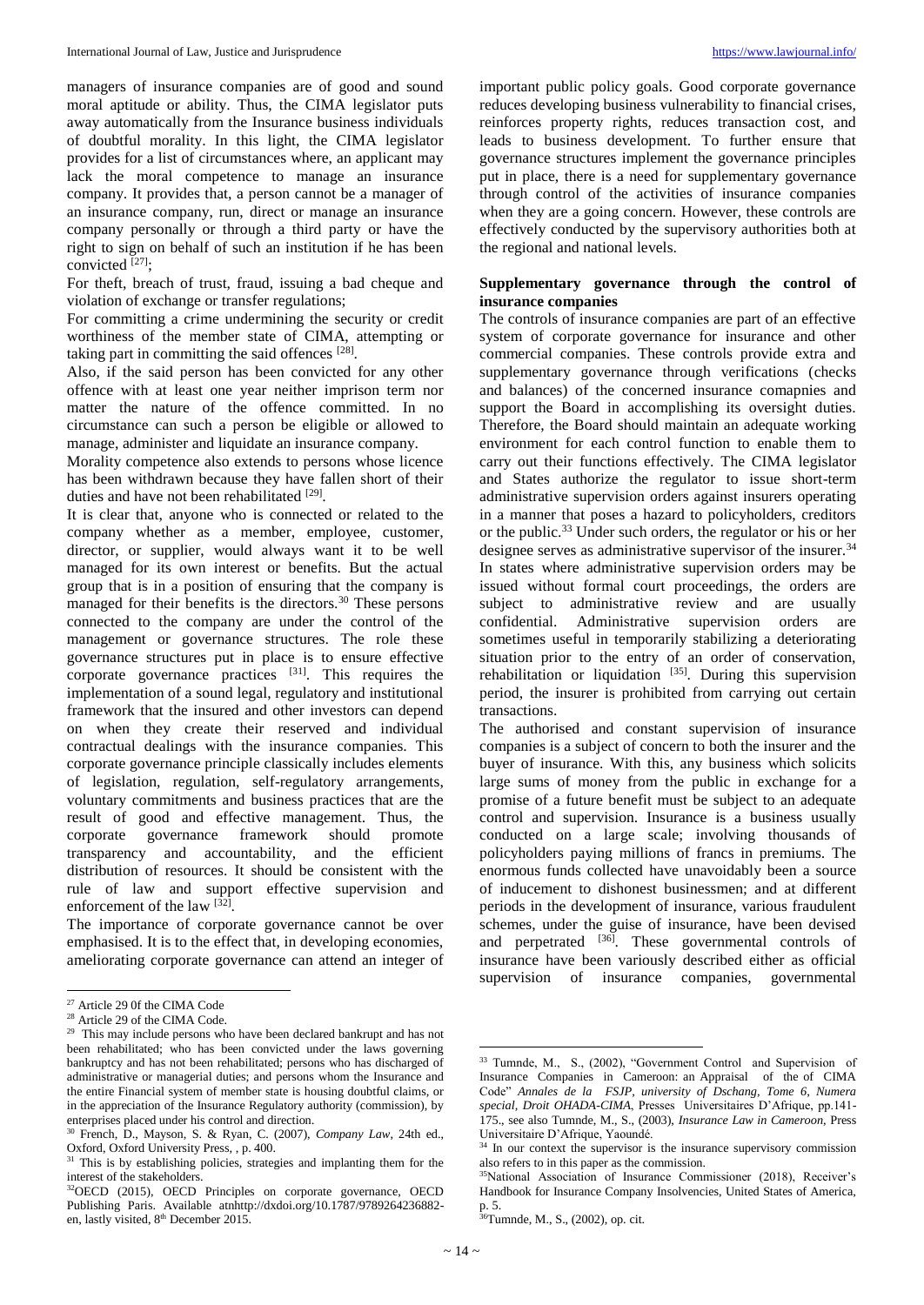managers of insurance companies are of good and sound moral aptitude or ability. Thus, the CIMA legislator puts away automatically from the Insurance business individuals of doubtful morality. In this light, the CIMA legislator provides for a list of circumstances where, an applicant may lack the moral competence to manage an insurance company. It provides that, a person cannot be a manager of an insurance company, run, direct or manage an insurance company personally or through a third party or have the right to sign on behalf of such an institution if he has been convicted [27];

For theft, breach of trust, fraud, issuing a bad cheque and violation of exchange or transfer regulations;

For committing a crime undermining the security or credit worthiness of the member state of CIMA, attempting or taking part in committing the said offences [28].

Also, if the said person has been convicted for any other offence with at least one year neither imprison term nor matter the nature of the offence committed. In no circumstance can such a person be eligible or allowed to manage, administer and liquidate an insurance company.

Morality competence also extends to persons whose licence has been withdrawn because they have fallen short of their duties and have not been rehabilitated [29].

It is clear that, anyone who is connected or related to the company whether as a member, employee, customer, director, or supplier, would always want it to be well managed for its own interest or benefits. But the actual group that is in a position of ensuring that the company is managed for their benefits is the directors.[30] These persons connected to the company are under the control of the management or governance structures. The role these governance structures put in place is to ensure effective corporate governance practices [31]. This requires the implementation of a sound legal, regulatory and institutional framework that the insured and other investors can depend on when they create their reserved and individual contractual dealings with the insurance companies. This corporate governance principle classically includes elements of legislation, regulation, self-regulatory arrangements, voluntary commitments and business practices that are the result of good and effective management. Thus, the corporate governance framework should promote transparency and accountability, and the efficient distribution of resources. It should be consistent with the rule of law and support effective supervision and enforcement of the law [32].

The importance of corporate governance cannot be over emphasised. It is to the effect that, in developing economies, ameliorating corporate governance can attend an integer of important public policy goals. Good corporate governance reduces developing business vulnerability to financial crises, reinforces property rights, reduces transaction cost, and leads to business development. To further ensure that governance structures implement the governance principles put in place, there is a need for supplementary governance through control of the activities of insurance companies when they are a going concern. However, these controls are effectively conducted by the supervisory authorities both at the regional and national levels.

### Supplementary governance through the control of insurance companies

The controls of insurance companies are part of an effective system of corporate governance for insurance and other commercial companies. These controls provide extra and supplementary governance through verifications (checks and balances) of the concerned insurance comapnies and support the Board in accomplishing its oversight duties. Therefore, the Board should maintain an adequate working environment for each control function to enable them to carry out their functions effectively. The CIMA legislator and States authorize the regulator to issue short-term administrative supervision orders against insurers operating in a manner that poses a hazard to policyholders, creditors or the public.[33] Under such orders, the regulator or his or her designee serves as administrative supervisor of the insurer.[34] In states where administrative supervision orders may be issued without formal court proceedings, the orders are subject to administrative review and are usually confidential. Administrative supervision orders are sometimes useful in temporarily stabilizing a deteriorating situation prior to the entry of an order of conservation, rehabilitation or liquidation [35]. During this supervision period, the insurer is prohibited from carrying out certain transactions.

The authorised and constant supervision of insurance companies is a subject of concern to both the insurer and the buyer of insurance. With this, any business which solicits large sums of money from the public in exchange for a promise of a future benefit must be subject to an adequate control and supervision. Insurance is a business usually conducted on a large scale; involving thousands of policyholders paying millions of francs in premiums. The enormous funds collected have unavoidably been a source of inducement to dishonest businessmen; and at different periods in the development of insurance, various fraudulent schemes, under the guise of insurance, have been devised and perpetrated [36]. These governmental controls of insurance have been variously described either as official supervision of insurance companies, governmental

---

27 Article 29 0f the CIMA Code

28 Article 29 of the CIMA Code.

29 This may include persons who have been declared bankrupt and has not been rehabilitated; who has been convicted under the laws governing bankruptcy and has not been rehabilitated; persons who has discharged of administrative or managerial duties; and persons whom the Insurance and the entire Financial system of member state is housing doubtful claims, or in the appreciation of the Insurance Regulatory authority (commission), by enterprises placed under his control and direction.

30 French, D., Mayson, S. & Ryan, C. (2007), *Company Law*, 24th ed., Oxford, Oxford University Press, , p. 400.

31 This is by establishing policies, strategies and implanting them for the interest of the stakeholders.

32 OECD (2015), OECD Principles on corporate governance, OECD Publishing Paris. Available atnhttp://dxdoi.org/10.1787/9789264236882-en, lastly visited, 8th December 2015.

33 Tumnde, M., S., (2002), "Government Control and Supervision of Insurance Companies in Cameroon: an Appraisal of the of CIMA Code" *Annales de la FSJP, university of Dschang, Tome 6, Numera special, Droit OHADA-CIMA*, Presses Universitaires D'Afrique, pp.141-175., see also Tumnde, M., S., (2003), *Insurance Law in Cameroon*, Press Universitaire D'Afrique, Yaoundé.

34 In our context the supervisor is the insurance supervisory commission also refers to in this paper as the commission.

35 National Association of Insurance Commissioner (2018), Receiver's Handbook for Insurance Company Insolvencies, United States of America, p. 5.

36 Tumnde, M., S., (2002), op. cit.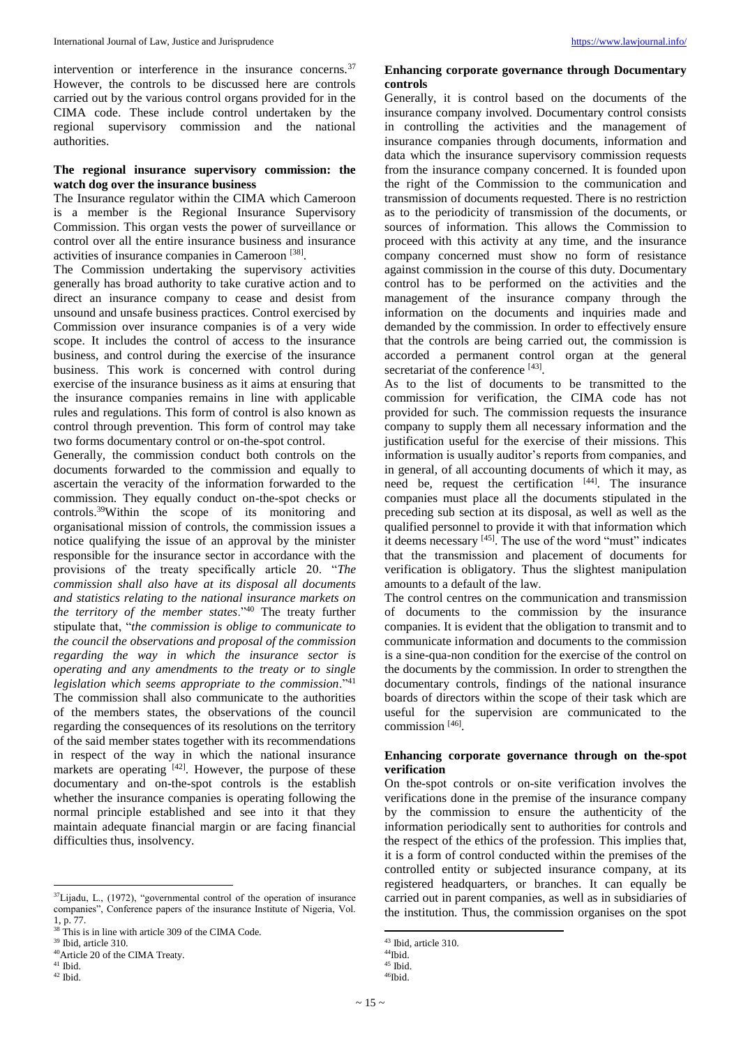intervention or interference in the insurance concerns.[37] However, the controls to be discussed here are controls carried out by the various control organs provided for in the CIMA code. These include control undertaken by the regional supervisory commission and the national authorities.

**The regional insurance supervisory commission: the watch dog over the insurance business**

The Insurance regulator within the CIMA which Cameroon is a member is the Regional Insurance Supervisory Commission. This organ vests the power of surveillance or control over all the entire insurance business and insurance activities of insurance companies in Cameroon [38].

The Commission undertaking the supervisory activities generally has broad authority to take curative action and to direct an insurance company to cease and desist from unsound and unsafe business practices. Control exercised by Commission over insurance companies is of a very wide scope. It includes the control of access to the insurance business, and control during the exercise of the insurance business. This work is concerned with control during exercise of the insurance business as it aims at ensuring that the insurance companies remains in line with applicable rules and regulations. This form of control is also known as control through prevention. This form of control may take two forms documentary control or on-the-spot control.

Generally, the commission conduct both controls on the documents forwarded to the commission and equally to ascertain the veracity of the information forwarded to the commission. They equally conduct on-the-spot checks or controls.[39]Within the scope of its monitoring and organisational mission of controls, the commission issues a notice qualifying the issue of an approval by the minister responsible for the insurance sector in accordance with the provisions of the treaty specifically article 20. "*The commission shall also have at its disposal all documents and statistics relating to the national insurance markets on the territory of the member states*."[40] The treaty further stipulate that, "*the commission is oblige to communicate to the council the observations and proposal of the commission regarding the way in which the insurance sector is operating and any amendments to the treaty or to single legislation which seems appropriate to the commission*."[41] The commission shall also communicate to the authorities of the members states, the observations of the council regarding the consequences of its resolutions on the territory of the said member states together with its recommendations in respect of the way in which the national insurance markets are operating [42]. However, the purpose of these documentary and on-the-spot controls is the establish whether the insurance companies is operating following the normal principle established and see into it that they maintain adequate financial margin or are facing financial difficulties thus, insolvency.

**Enhancing corporate governance through Documentary controls**

Generally, it is control based on the documents of the insurance company involved. Documentary control consists in controlling the activities and the management of insurance companies through documents, information and data which the insurance supervisory commission requests from the insurance company concerned. It is founded upon the right of the Commission to the communication and transmission of documents requested. There is no restriction as to the periodicity of transmission of the documents, or sources of information. This allows the Commission to proceed with this activity at any time, and the insurance company concerned must show no form of resistance against commission in the course of this duty. Documentary control has to be performed on the activities and the management of the insurance company through the information on the documents and inquiries made and demanded by the commission. In order to effectively ensure that the controls are being carried out, the commission is accorded a permanent control organ at the general secretariat of the conference [43].

As to the list of documents to be transmitted to the commission for verification, the CIMA code has not provided for such. The commission requests the insurance company to supply them all necessary information and the justification useful for the exercise of their missions. This information is usually auditor's reports from companies, and in general, of all accounting documents of which it may, as need be, request the certification [44]. The insurance companies must place all the documents stipulated in the preceding sub section at its disposal, as well as well as the qualified personnel to provide it with that information which it deems necessary [45]. The use of the word "must" indicates that the transmission and placement of documents for verification is obligatory. Thus the slightest manipulation amounts to a default of the law.

The control centres on the communication and transmission of documents to the commission by the insurance companies. It is evident that the obligation to transmit and to communicate information and documents to the commission is a sine-qua-non condition for the exercise of the control on the documents by the commission. In order to strengthen the documentary controls, findings of the national insurance boards of directors within the scope of their task which are useful for the supervision are communicated to the commission [46].

**Enhancing corporate governance through on the-spot verification**

On the-spot controls or on-site verification involves the verifications done in the premise of the insurance company by the commission to ensure the authenticity of the information periodically sent to authorities for controls and the respect of the ethics of the profession. This implies that, it is a form of control conducted within the premises of the controlled entity or subjected insurance company, at its registered headquarters, or branches. It can equally be carried out in parent companies, as well as in subsidiaries of the institution. Thus, the commission organises on the spot

---

[37] Lijadu, L., (1972), "governmental control of the operation of insurance companies", Conference papers of the insurance Institute of Nigeria, Vol. 1, p. 77.

[38] This is in line with article 309 of the CIMA Code.

[39] Ibid, article 310.

[40] Article 20 of the CIMA Treaty.

[41] Ibid.

[42] Ibid.

[43] Ibid, article 310.

[44] Ibid.

[45] Ibid.

[46] Ibid.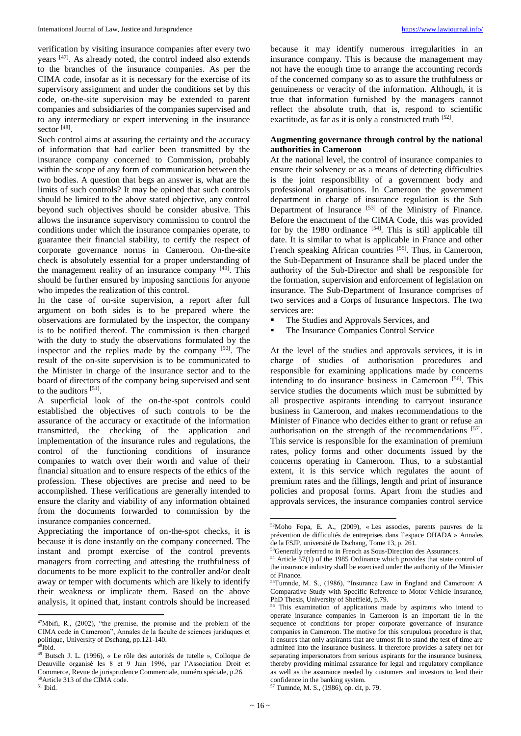verification by visiting insurance companies after every two years [47]. As already noted, the control indeed also extends to the branches of the insurance companies. As per the CIMA code, insofar as it is necessary for the exercise of its supervisory assignment and under the conditions set by this code, on-the-site supervision may be extended to parent companies and subsidiaries of the companies supervised and to any intermediary or expert intervening in the insurance sector [48].

Such control aims at assuring the certainty and the accuracy of information that had earlier been transmitted by the insurance company concerned to Commission, probably within the scope of any form of communication between the two bodies. A question that begs an answer is, what are the limits of such controls? It may be opined that such controls should be limited to the above stated objective, any control beyond such objectives should be consider abusive. This allows the insurance supervisory commission to control the conditions under which the insurance companies operate, to guarantee their financial stability, to certify the respect of corporate governance norms in Cameroon. On-the-site check is absolutely essential for a proper understanding of the management reality of an insurance company [49]. This should be further ensured by imposing sanctions for anyone who impedes the realization of this control.

In the case of on-site supervision, a report after full argument on both sides is to be prepared where the observations are formulated by the inspector, the company is to be notified thereof. The commission is then charged with the duty to study the observations formulated by the inspector and the replies made by the company [50]. The result of the on-site supervision is to be communicated to the Minister in charge of the insurance sector and to the board of directors of the company being supervised and sent to the auditors [51].

A superficial look of the on-the-spot controls could established the objectives of such controls to be the assurance of the accuracy or exactitude of the information transmitted, the checking of the application and implementation of the insurance rules and regulations, the control of the functioning conditions of insurance companies to watch over their worth and value of their financial situation and to ensure respects of the ethics of the profession. These objectives are precise and need to be accomplished. These verifications are generally intended to ensure the clarity and viability of any information obtained from the documents forwarded to commission by the insurance companies concerned.

Appreciating the importance of on-the-spot checks, it is because it is done instantly on the company concerned. The instant and prompt exercise of the control prevents managers from correcting and attesting the truthfulness of documents to be more explicit to the controller and/or dealt away or temper with documents which are likely to identify their weakness or implicate them. Based on the above analysis, it opined that, instant controls should be increased because it may identify numerous irregularities in an insurance company. This is because the management may not have the enough time to arrange the accounting records of the concerned company so as to assure the truthfulness or genuineness or veracity of the information. Although, it is true that information furnished by the managers cannot reflect the absolute truth, that is, respond to scientific exactitude, as far as it is only a constructed truth [52].

## Augmenting governance through control by the national authorities in Cameroon

At the national level, the control of insurance companies to ensure their solvency or as a means of detecting difficulties is the joint responsibility of a government body and professional organisations. In Cameroon the government department in charge of insurance regulation is the Sub Department of Insurance [53] of the Ministry of Finance. Before the enactment of the CIMA Code, this was provided for by the 1980 ordinance [54]. This is still applicable till date. It is similar to what is applicable in France and other French speaking African countries [55]. Thus, in Cameroon, the Sub-Department of Insurance shall be placed under the authority of the Sub-Director and shall be responsible for the formation, supervision and enforcement of legislation on insurance. The Sub-Department of Insurance comprises of two services and a Corps of Insurance Inspectors. The two services are:

- The Studies and Approvals Services, and
- The Insurance Companies Control Service

At the level of the studies and approvals services, it is in charge of studies of authorisation procedures and responsible for examining applications made by concerns intending to do insurance business in Cameroon [56]. This service studies the documents which must be submitted by all prospective aspirants intending to carryout insurance business in Cameroon, and makes recommendations to the Minister of Finance who decides either to grant or refuse an authorisation on the strength of the recommendations [57]. This service is responsible for the examination of premium rates, policy forms and other documents issued by the concerns operating in Cameroon. Thus, to a substantial extent, it is this service which regulates the aount of premium rates and the fillings, length and print of insurance policies and proposal forms. Apart from the studies and approvals services, the insurance companies control service

---

[47] Mbifi, R., (2002), "the premise, the promise and the problem of the CIMA code in Cameroon", Annales de la faculte de sciences juriduques et politique, University of Dschang, pp.121-140.

[48] Ibid.

[49] Butsch J. L. (1996), « Le rôle des autorités de tutelle », Colloque de Deauville organisé les 8 et 9 Juin 1996, par l'Association Droit et Commerce, Revue de jurisprudence Commerciale, numéro spéciale, p.26.

[50] Article 313 of the CIMA code.

[51] Ibid.

[52] Moho Fopa, E. A., (2009), « Les associes, parents pauvres de la prévention de difficultés de entreprises dans l`espace OHADA » Annales de la FSJP, université de Dschang, Tome 13, p. 261.

[53] Generally referred to in French as Sous-Direction des Assurances.

[54] Article 57(1) of the 1985 Ordinance which provides that state control of the insurance industry shall be exercised under the authority of the Minister of Finance.

[55] Tumnde, M. S., (1986), "Insurance Law in England and Cameroon: A Comparative Study with Specific Reference to Motor Vehicle Insurance, PhD Thesis, University of Sheffield, p.79.

[56] This examination of applications made by aspirants who intend to operate insurance companies in Cameroon is an important tie in the sequence of conditions for proper corporate governance of insurance companies in Cameroon. The motive for this scrupulous procedure is that, it ensures that only aspirants that are utmost fit to stand the test of time are admitted into the insurance business. It therefore provides a safety net for separating impersonators from serious aspirants for the insurance business, thereby providing minimal assurance for legal and regulatory compliance as well as the assurance needed by customers and investors to lend their confidence in the banking system.

[57] Tumnde, M. S., (1986), op. cit, p. 79.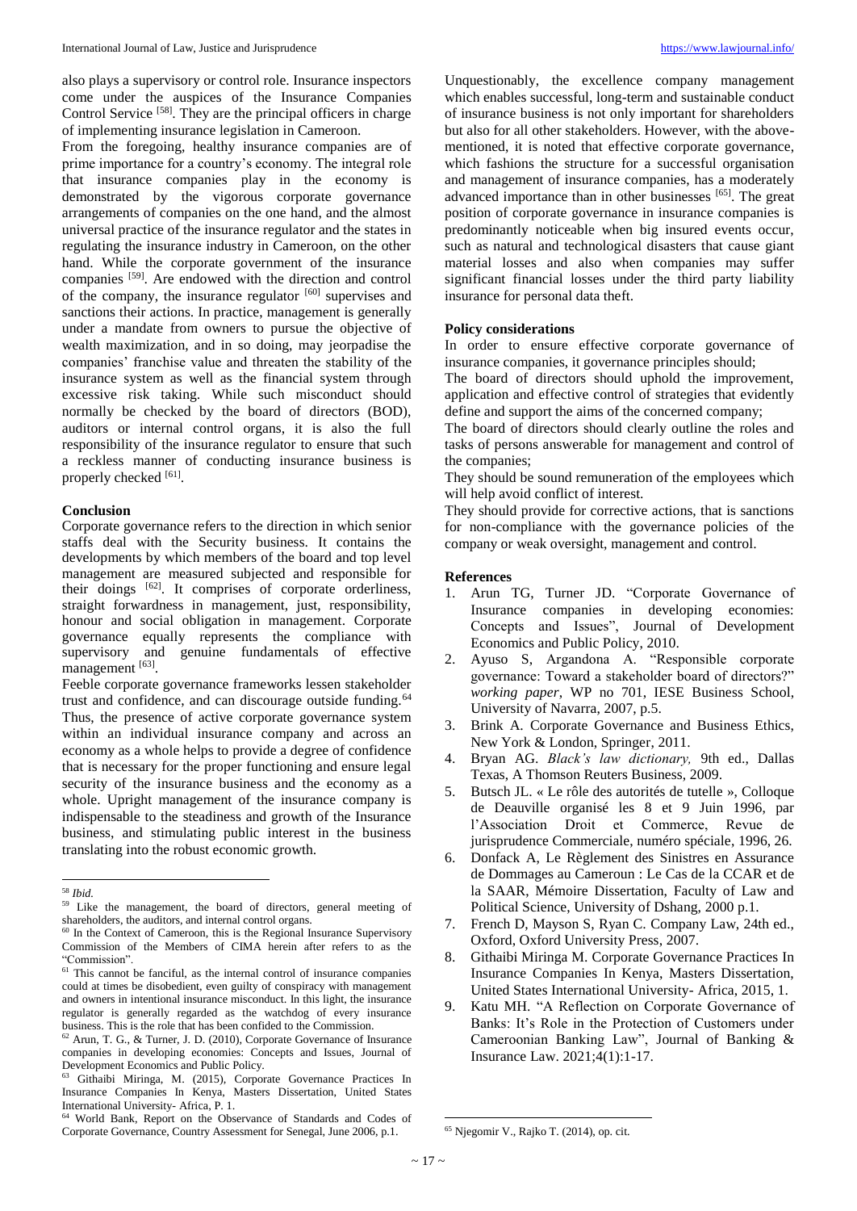also plays a supervisory or control role. Insurance inspectors come under the auspices of the Insurance Companies Control Service [58]. They are the principal officers in charge of implementing insurance legislation in Cameroon.

From the foregoing, healthy insurance companies are of prime importance for a country's economy. The integral role that insurance companies play in the economy is demonstrated by the vigorous corporate governance arrangements of companies on the one hand, and the almost universal practice of the insurance regulator and the states in regulating the insurance industry in Cameroon, on the other hand. While the corporate government of the insurance companies [59]. Are endowed with the direction and control of the company, the insurance regulator [60] supervises and sanctions their actions. In practice, management is generally under a mandate from owners to pursue the objective of wealth maximization, and in so doing, may jeopardise the companies' franchise value and threaten the stability of the insurance system as well as the financial system through excessive risk taking. While such misconduct should normally be checked by the board of directors (BOD), auditors or internal control organs, it is also the full responsibility of the insurance regulator to ensure that such a reckless manner of conducting insurance business is properly checked [61].

**Conclusion**

Corporate governance refers to the direction in which senior staffs deal with the Security business. It contains the developments by which members of the board and top level management are measured subjected and responsible for their doings [62]. It comprises of corporate orderliness, straight forwardness in management, just, responsibility, honour and social obligation in management. Corporate governance equally represents the compliance with supervisory and genuine fundamentals of effective management [63].

Feeble corporate governance frameworks lessen stakeholder trust and confidence, and can discourage outside funding.[64] Thus, the presence of active corporate governance system within an individual insurance company and across an economy as a whole helps to provide a degree of confidence that is necessary for the proper functioning and ensure legal security of the insurance business and the economy as a whole. Upright management of the insurance company is indispensable to the steadiness and growth of the Insurance business, and stimulating public interest in the business translating into the robust economic growth.

Unquestionably, the excellence company management which enables successful, long-term and sustainable conduct of insurance business is not only important for shareholders but also for all other stakeholders. However, with the above-mentioned, it is noted that effective corporate governance, which fashions the structure for a successful organisation and management of insurance companies, has a moderately advanced importance than in other businesses [65]. The great position of corporate governance in insurance companies is predominantly noticeable when big insured events occur, such as natural and technological disasters that cause giant material losses and also when companies may suffer significant financial losses under the third party liability insurance for personal data theft.

**Policy considerations**

In order to ensure effective corporate governance of insurance companies, it governance principles should;

The board of directors should uphold the improvement, application and effective control of strategies that evidently define and support the aims of the concerned company;

The board of directors should clearly outline the roles and tasks of persons answerable for management and control of the companies;

They should be sound remuneration of the employees which will help avoid conflict of interest.

They should provide for corrective actions, that is sanctions for non-compliance with the governance policies of the company or weak oversight, management and control.

**References**

1. Arun TG, Turner JD. "Corporate Governance of Insurance companies in developing economies: Concepts and Issues", Journal of Development Economics and Public Policy, 2010.
2. Ayuso S, Argandona A. "Responsible corporate governance: Toward a stakeholder board of directors?" *working paper*, WP no 701, IESE Business School, University of Navarra, 2007, p.5.
3. Brink A. Corporate Governance and Business Ethics, New York & London, Springer, 2011.
4. Bryan AG. *Black's law dictionary,* 9th ed., Dallas Texas, A Thomson Reuters Business, 2009.
5. Butsch JL. « Le rôle des autorités de tutelle », Colloque de Deauville organisé les 8 et 9 Juin 1996, par l'Association Droit et Commerce, Revue de jurisprudence Commerciale, numéro spéciale, 1996, 26.
6. Donfack A, Le Règlement des Sinistres en Assurance de Dommages au Cameroun : Le Cas de la CCAR et de la SAAR, Mémoire Dissertation, Faculty of Law and Political Science, University of Dshang, 2000 p.1.
7. French D, Mayson S, Ryan C. Company Law, 24th ed., Oxford, Oxford University Press, 2007.
8. Githaibi Miringa M. Corporate Governance Practices In Insurance Companies In Kenya, Masters Dissertation, United States International University- Africa, 2015, 1.
9. Katu MH. "A Reflection on Corporate Governance of Banks: It's Role in the Protection of Customers under Cameroonian Banking Law", Journal of Banking & Insurance Law. 2021;4(1):1-17.

---

[58] *Ibid.*

[59] Like the management, the board of directors, general meeting of shareholders, the auditors, and internal control organs.

[60] In the Context of Cameroon, this is the Regional Insurance Supervisory Commission of the Members of CIMA herein after refers to as the "Commission".

[61] This cannot be fanciful, as the internal control of insurance companies could at times be disobedient, even guilty of conspiracy with management and owners in intentional insurance misconduct. In this light, the insurance regulator is generally regarded as the watchdog of every insurance business. This is the role that has been confided to the Commission.

[62] Arun, T. G., & Turner, J. D. (2010), Corporate Governance of Insurance companies in developing economies: Concepts and Issues, Journal of Development Economics and Public Policy.

[63] Githaibi Miringa, M. (2015), Corporate Governance Practices In Insurance Companies In Kenya, Masters Dissertation, United States International University- Africa, P. 1.

[64] World Bank, Report on the Observance of Standards and Codes of Corporate Governance, Country Assessment for Senegal, June 2006, p.1.

[65] Njegomir V., Rajko T. (2014), op. cit.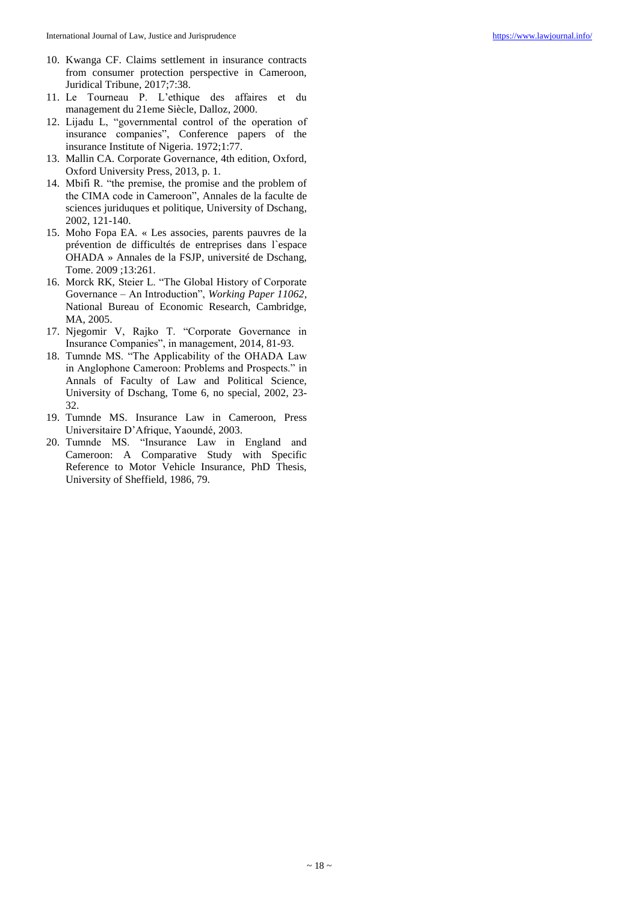10. Kwanga CF. Claims settlement in insurance contracts from consumer protection perspective in Cameroon, Juridical Tribune, 2017;7:38.
11. Le Tourneau P. L'ethique des affaires et du management du 21eme Siècle, Dalloz, 2000.
12. Lijadu L, "governmental control of the operation of insurance companies", Conference papers of the insurance Institute of Nigeria. 1972;1:77.
13. Mallin CA. Corporate Governance, 4th edition, Oxford, Oxford University Press, 2013, p. 1.
14. Mbifi R. "the premise, the promise and the problem of the CIMA code in Cameroon", Annales de la faculte de sciences juriduques et politique, University of Dschang, 2002, 121-140.
15. Moho Fopa EA. « Les associes, parents pauvres de la prévention de difficultés de entreprises dans l`espace OHADA » Annales de la FSJP, université de Dschang, Tome. 2009 ;13:261.
16. Morck RK, Steier L. "The Global History of Corporate Governance – An Introduction", *Working Paper 11062*, National Bureau of Economic Research, Cambridge, MA, 2005.
17. Njegomir V, Rajko T. "Corporate Governance in Insurance Companies", in management, 2014, 81-93.
18. Tumnde MS. "The Applicability of the OHADA Law in Anglophone Cameroon: Problems and Prospects." in Annals of Faculty of Law and Political Science, University of Dschang, Tome 6, no special, 2002, 23-32.
19. Tumnde MS. Insurance Law in Cameroon, Press Universitaire D'Afrique, Yaoundé, 2003.
20. Tumnde MS. "Insurance Law in England and Cameroon: A Comparative Study with Specific Reference to Motor Vehicle Insurance, PhD Thesis, University of Sheffield, 1986, 79.